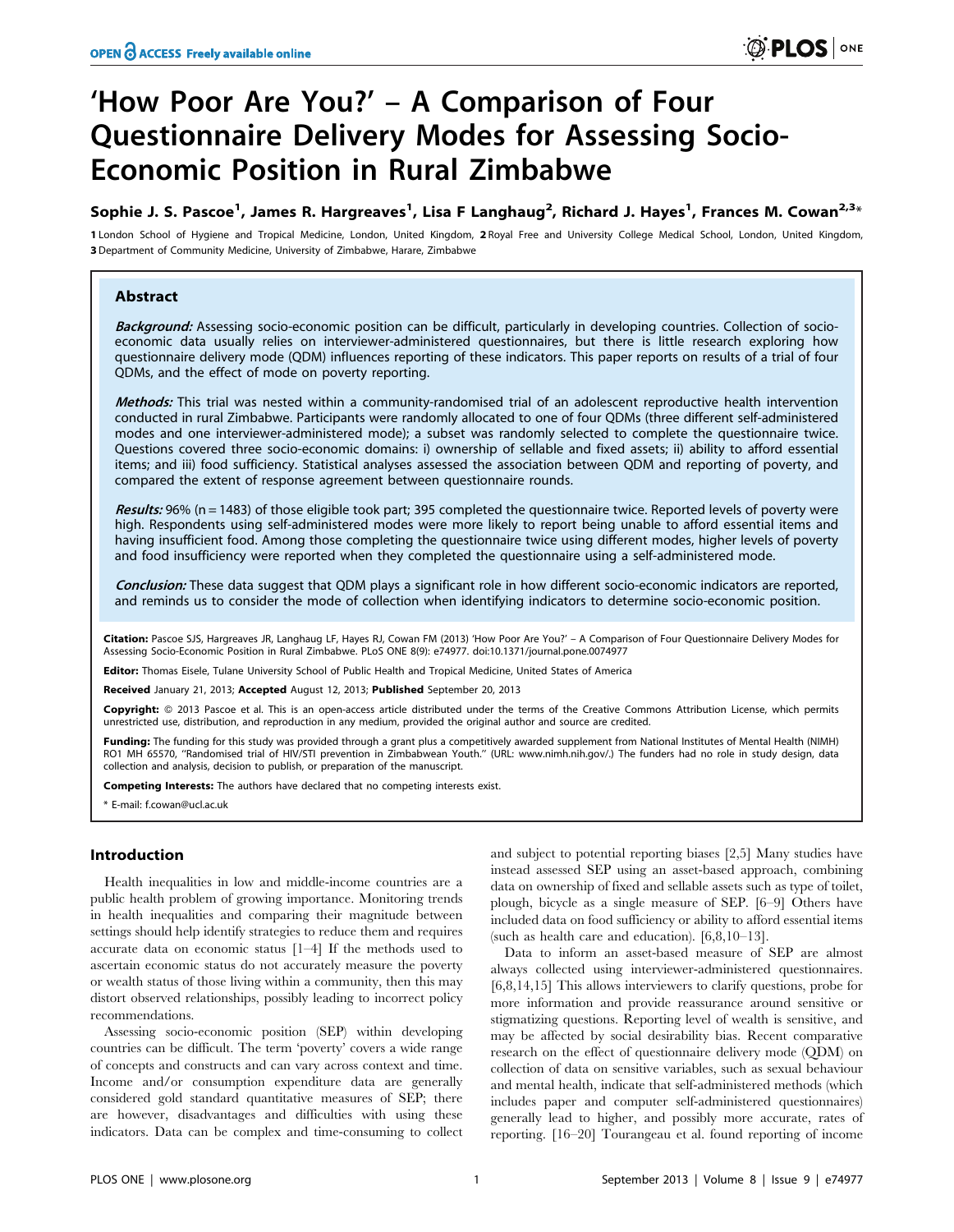# 'How Poor Are You?' – A Comparison of Four Questionnaire Delivery Modes for Assessing Socio-Economic Position in Rural Zimbabwe

**Sophie J. S. Pascoe[1], James R. Hargreaves[1], Lisa F Langhaug[2], Richard J. Hayes[1], Frances M. Cowan[2,3]***

**1** London School of Hygiene and Tropical Medicine, London, United Kingdom, **2** Royal Free and University College Medical School, London, United Kingdom, **3** Department of Community Medicine, University of Zimbabwe, Harare, Zimbabwe

## Abstract

***Background:*** Assessing socio-economic position can be difficult, particularly in developing countries. Collection of socio-economic data usually relies on interviewer-administered questionnaires, but there is little research exploring how questionnaire delivery mode (QDM) influences reporting of these indicators. This paper reports on results of a trial of four QDMs, and the effect of mode on poverty reporting.

***Methods:*** This trial was nested within a community-randomised trial of an adolescent reproductive health intervention conducted in rural Zimbabwe. Participants were randomly allocated to one of four QDMs (three different self-administered modes and one interviewer-administered mode); a subset was randomly selected to complete the questionnaire twice. Questions covered three socio-economic domains: i) ownership of sellable and fixed assets; ii) ability to afford essential items; and iii) food sufficiency. Statistical analyses assessed the association between QDM and reporting of poverty, and compared the extent of response agreement between questionnaire rounds.

***Results:*** 96% (n = 1483) of those eligible took part; 395 completed the questionnaire twice. Reported levels of poverty were high. Respondents using self-administered modes were more likely to report being unable to afford essential items and having insufficient food. Among those completing the questionnaire twice using different modes, higher levels of poverty and food insufficiency were reported when they completed the questionnaire using a self-administered mode.

***Conclusion:*** These data suggest that QDM plays a significant role in how different socio-economic indicators are reported, and reminds us to consider the mode of collection when identifying indicators to determine socio-economic position.

**Citation:** Pascoe SJS, Hargreaves JR, Langhaug LF, Hayes RJ, Cowan FM (2013) 'How Poor Are You?' – A Comparison of Four Questionnaire Delivery Modes for Assessing Socio-Economic Position in Rural Zimbabwe. PLoS ONE 8(9): e74977. doi:10.1371/journal.pone.0074977

**Editor:** Thomas Eisele, Tulane University School of Public Health and Tropical Medicine, United States of America

**Received** January 21, 2013; **Accepted** August 12, 2013; **Published** September 20, 2013

**Copyright:** © 2013 Pascoe et al. This is an open-access article distributed under the terms of the Creative Commons Attribution License, which permits unrestricted use, distribution, and reproduction in any medium, provided the original author and source are credited.

**Funding:** The funding for this study was provided through a grant plus a competitively awarded supplement from National Institutes of Mental Health (NIMH) RO1 MH 65570, "Randomised trial of HIV/STI prevention in Zimbabwean Youth." (URL: www.nimh.nih.gov/.) The funders had no role in study design, data collection and analysis, decision to publish, or preparation of the manuscript.

**Competing Interests:** The authors have declared that no competing interests exist.

\* E-mail: f.cowan@ucl.ac.uk

## Introduction

Health inequalities in low and middle-income countries are a public health problem of growing importance. Monitoring trends in health inequalities and comparing their magnitude between settings should help identify strategies to reduce them and requires accurate data on economic status [1–4] If the methods used to ascertain economic status do not accurately measure the poverty or wealth status of those living within a community, then this may distort observed relationships, possibly leading to incorrect policy recommendations.

Assessing socio-economic position (SEP) within developing countries can be difficult. The term 'poverty' covers a wide range of concepts and constructs and can vary across context and time. Income and/or consumption expenditure data are generally considered gold standard quantitative measures of SEP; there are however, disadvantages and difficulties with using these indicators. Data can be complex and time-consuming to collect and subject to potential reporting biases [2,5] Many studies have instead assessed SEP using an asset-based approach, combining data on ownership of fixed and sellable assets such as type of toilet, plough, bicycle as a single measure of SEP. [6–9] Others have included data on food sufficiency or ability to afford essential items (such as health care and education). [6,8,10–13].

Data to inform an asset-based measure of SEP are almost always collected using interviewer-administered questionnaires. [6,8,14,15] This allows interviewers to clarify questions, probe for more information and provide reassurance around sensitive or stigmatizing questions. Reporting level of wealth is sensitive, and may be affected by social desirability bias. Recent comparative research on the effect of questionnaire delivery mode (QDM) on collection of data on sensitive variables, such as sexual behaviour and mental health, indicate that self-administered methods (which includes paper and computer self-administered questionnaires) generally lead to higher, and possibly more accurate, rates of reporting. [16–20] Tourangeau et al. found reporting of income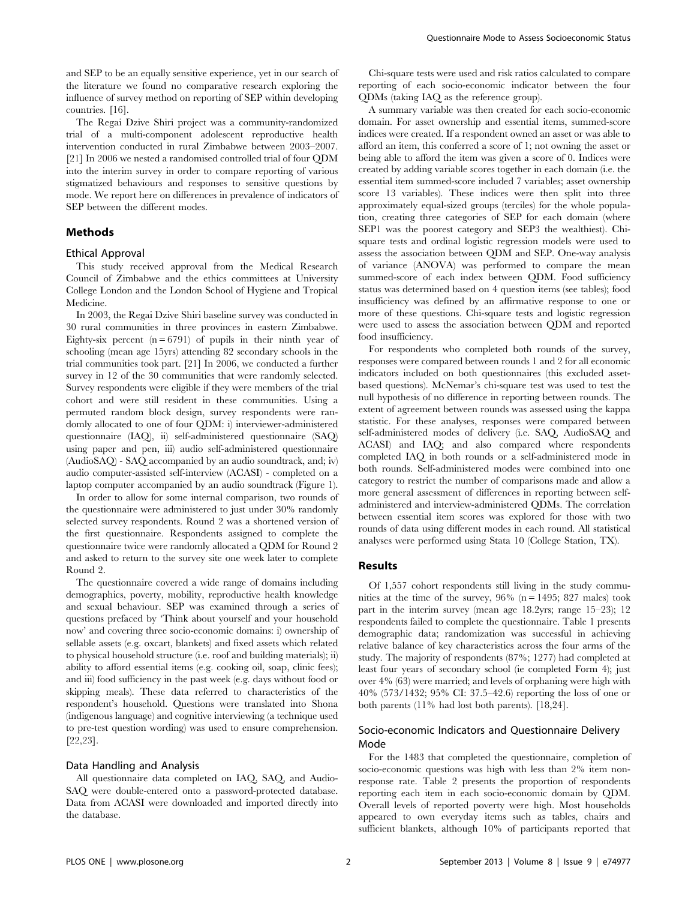and SEP to be an equally sensitive experience, yet in our search of the literature we found no comparative research exploring the influence of survey method on reporting of SEP within developing countries. [16].

The Regai Dzive Shiri project was a community-randomized trial of a multi-component adolescent reproductive health intervention conducted in rural Zimbabwe between 2003–2007. [21] In 2006 we nested a randomised controlled trial of four QDM into the interim survey in order to compare reporting of various stigmatized behaviours and responses to sensitive questions by mode. We report here on differences in prevalence of indicators of SEP between the different modes.

## Methods

### Ethical Approval

This study received approval from the Medical Research Council of Zimbabwe and the ethics committees at University College London and the London School of Hygiene and Tropical Medicine.

In 2003, the Regai Dzive Shiri baseline survey was conducted in 30 rural communities in three provinces in eastern Zimbabwe. Eighty-six percent (n = 6791) of pupils in their ninth year of schooling (mean age 15yrs) attending 82 secondary schools in the trial communities took part. [21] In 2006, we conducted a further survey in 12 of the 30 communities that were randomly selected. Survey respondents were eligible if they were members of the trial cohort and were still resident in these communities. Using a permuted random block design, survey respondents were randomly allocated to one of four QDM: i) interviewer-administered questionnaire (IAQ), ii) self-administered questionnaire (SAQ) using paper and pen, iii) audio self-administered questionnaire (AudioSAQ) - SAQ accompanied by an audio soundtrack, and; iv) audio computer-assisted self-interview (ACASI) - completed on a laptop computer accompanied by an audio soundtrack (Figure 1).

In order to allow for some internal comparison, two rounds of the questionnaire were administered to just under 30% randomly selected survey respondents. Round 2 was a shortened version of the first questionnaire. Respondents assigned to complete the questionnaire twice were randomly allocated a QDM for Round 2 and asked to return to the survey site one week later to complete Round 2.

The questionnaire covered a wide range of domains including demographics, poverty, mobility, reproductive health knowledge and sexual behaviour. SEP was examined through a series of questions prefaced by 'Think about yourself and your household now' and covering three socio-economic domains: i) ownership of sellable assets (e.g. oxcart, blankets) and fixed assets which related to physical household structure (i.e. roof and building materials); ii) ability to afford essential items (e.g. cooking oil, soap, clinic fees); and iii) food sufficiency in the past week (e.g. days without food or skipping meals). These data referred to characteristics of the respondent's household. Questions were translated into Shona (indigenous language) and cognitive interviewing (a technique used to pre-test question wording) was used to ensure comprehension. [22,23].

### Data Handling and Analysis

All questionnaire data completed on IAQ, SAQ, and Audio-SAQ were double-entered onto a password-protected database. Data from ACASI were downloaded and imported directly into the database.

Chi-square tests were used and risk ratios calculated to compare reporting of each socio-economic indicator between the four QDMs (taking IAQ as the reference group).

A summary variable was then created for each socio-economic domain. For asset ownership and essential items, summed-score indices were created. If a respondent owned an asset or was able to afford an item, this conferred a score of 1; not owning the asset or being able to afford the item was given a score of 0. Indices were created by adding variable scores together in each domain (i.e. the essential item summed-score included 7 variables; asset ownership score 13 variables). These indices were then split into three approximately equal-sized groups (terciles) for the whole population, creating three categories of SEP for each domain (where SEP1 was the poorest category and SEP3 the wealthiest). Chi-square tests and ordinal logistic regression models were used to assess the association between QDM and SEP. One-way analysis of variance (ANOVA) was performed to compare the mean summed-score of each index between QDM. Food sufficiency status was determined based on 4 question items (see tables); food insufficiency was defined by an affirmative response to one or more of these questions. Chi-square tests and logistic regression were used to assess the association between QDM and reported food insufficiency.

For respondents who completed both rounds of the survey, responses were compared between rounds 1 and 2 for all economic indicators included on both questionnaires (this excluded asset-based questions). McNemar's chi-square test was used to test the null hypothesis of no difference in reporting between rounds. The extent of agreement between rounds was assessed using the kappa statistic. For these analyses, responses were compared between self-administered modes of delivery (i.e. SAQ, AudioSAQ and ACASI) and IAQ; and also compared where respondents completed IAQ in both rounds or a self-administered mode in both rounds. Self-administered modes were combined into one category to restrict the number of comparisons made and allow a more general assessment of differences in reporting between self-administered and interview-administered QDMs. The correlation between essential item scores was explored for those with two rounds of data using different modes in each round. All statistical analyses were performed using Stata 10 (College Station, TX).

## Results

Of 1,557 cohort respondents still living in the study communities at the time of the survey, 96% (n = 1495; 827 males) took part in the interim survey (mean age 18.2yrs; range 15–23); 12 respondents failed to complete the questionnaire. Table 1 presents demographic data; randomization was successful in achieving relative balance of key characteristics across the four arms of the study. The majority of respondents (87%; 1277) had completed at least four years of secondary school (ie completed Form 4); just over 4% (63) were married; and levels of orphaning were high with 40% (573/1432; 95% CI: 37.5–42.6) reporting the loss of one or both parents (11% had lost both parents). [18,24].

### Socio-economic Indicators and Questionnaire Delivery Mode

For the 1483 that completed the questionnaire, completion of socio-economic questions was high with less than 2% item non-response rate. Table 2 presents the proportion of respondents reporting each item in each socio-economic domain by QDM. Overall levels of reported poverty were high. Most households appeared to own everyday items such as tables, chairs and sufficient blankets, although 10% of participants reported that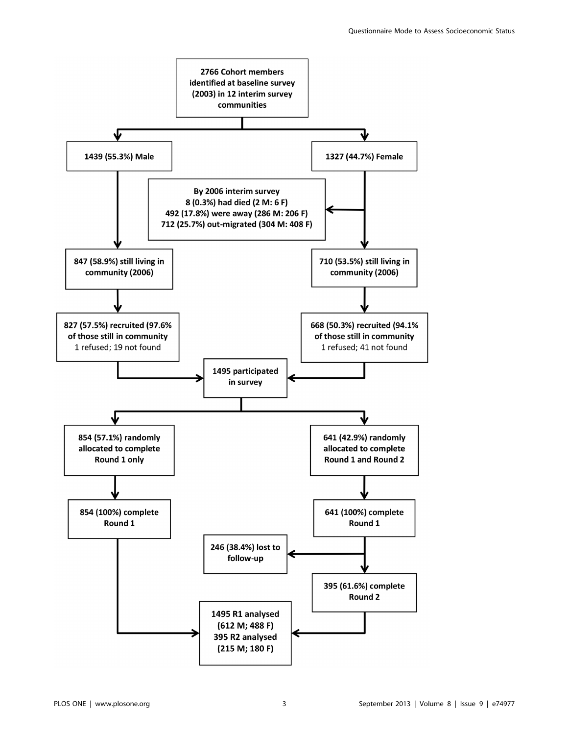2766 Cohort members identified at baseline survey (2003) in 12 interim survey communities

1439 (55.3%) Male

1327 (44.7%) Female

By 2006 interim survey
8 (0.3%) had died (2 M: 6 F)
492 (17.8%) were away (286 M: 206 F)
712 (25.7%) out-migrated (304 M: 408 F)

847 (58.9%) still living in community (2006)

710 (53.5%) still living in community (2006)

827 (57.5%) recruited (97.6% of those still in community
1 refused; 19 not found

668 (50.3%) recruited (94.1% of those still in community
1 refused; 41 not found

1495 participated in survey

854 (57.1%) randomly allocated to complete Round 1 only

641 (42.9%) randomly allocated to complete Round 1 and Round 2

854 (100%) complete Round 1

641 (100%) complete Round 1

246 (38.4%) lost to follow-up

395 (61.6%) complete Round 2

1495 R1 analysed (612 M; 488 F)
395 R2 analysed (215 M; 180 F)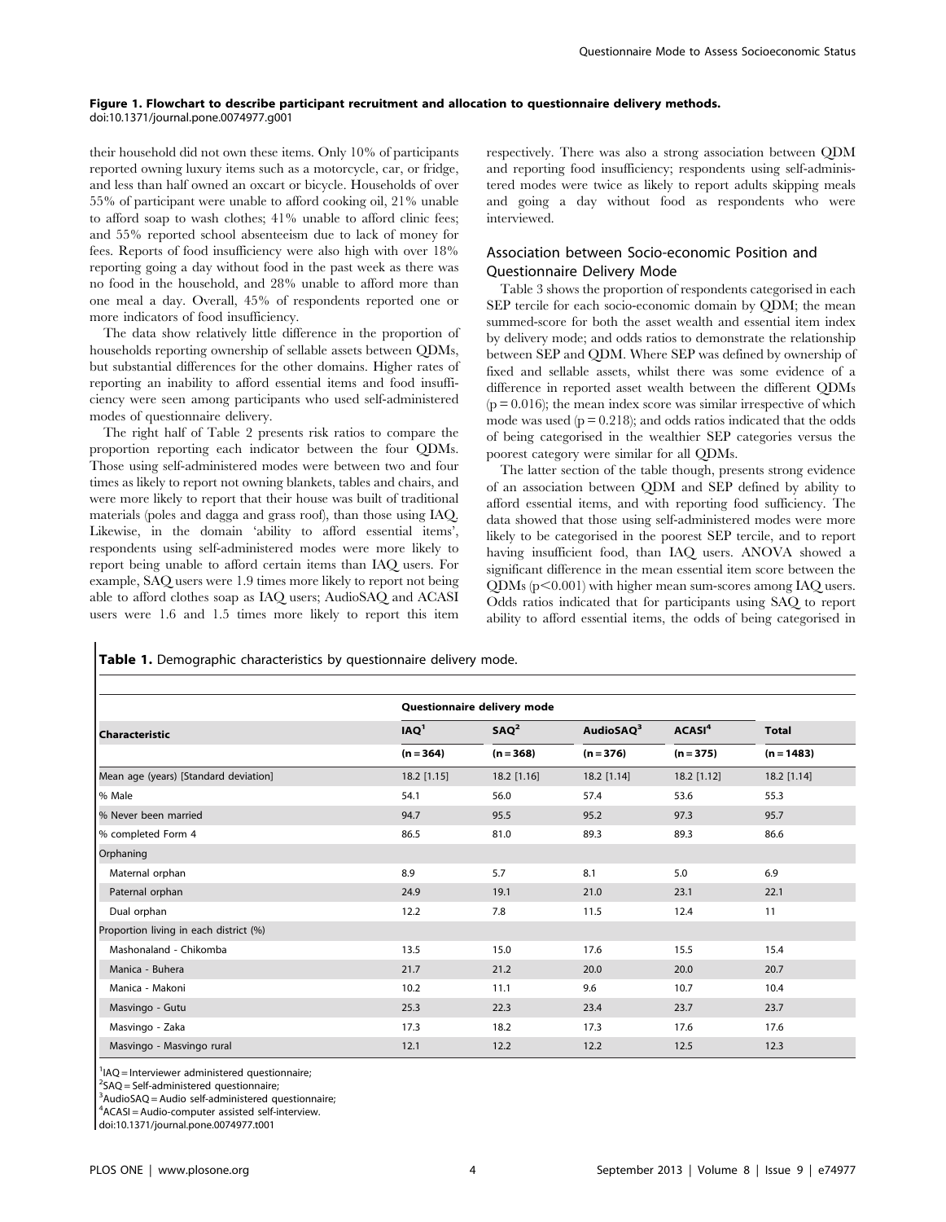**Figure 1. Flowchart to describe participant recruitment and allocation to questionnaire delivery methods.**
doi:10.1371/journal.pone.0074977.g001

their household did not own these items. Only 10% of participants reported owning luxury items such as a motorcycle, car, or fridge, and less than half owned an oxcart or bicycle. Households of over 55% of participant were unable to afford cooking oil, 21% unable to afford soap to wash clothes; 41% unable to afford clinic fees; and 55% reported school absenteeism due to lack of money for fees. Reports of food insufficiency were also high with over 18% reporting going a day without food in the past week as there was no food in the household, and 28% unable to afford more than one meal a day. Overall, 45% of respondents reported one or more indicators of food insufficiency.

The data show relatively little difference in the proportion of households reporting ownership of sellable assets between QDMs, but substantial differences for the other domains. Higher rates of reporting an inability to afford essential items and food insufficiency were seen among participants who used self-administered modes of questionnaire delivery.

The right half of Table 2 presents risk ratios to compare the proportion reporting each indicator between the four QDMs. Those using self-administered modes were between two and four times as likely to report not owning blankets, tables and chairs, and were more likely to report that their house was built of traditional materials (poles and dagga and grass roof), than those using IAQ. Likewise, in the domain 'ability to afford essential items', respondents using self-administered modes were more likely to report being unable to afford certain items than IAQ users. For example, SAQ users were 1.9 times more likely to report not being able to afford clothes soap as IAQ users; AudioSAQ and ACASI users were 1.6 and 1.5 times more likely to report this item respectively. There was also a strong association between QDM and reporting food insufficiency; respondents using self-administered modes were twice as likely to report adults skipping meals and going a day without food as respondents who were interviewed.

## Association between Socio-economic Position and Questionnaire Delivery Mode

Table 3 shows the proportion of respondents categorised in each SEP tercile for each socio-economic domain by QDM; the mean summed-score for both the asset wealth and essential item index by delivery mode; and odds ratios to demonstrate the relationship between SEP and QDM. Where SEP was defined by ownership of fixed and sellable assets, whilst there was some evidence of a difference in reported asset wealth between the different QDMs ($p = 0.016$); the mean index score was similar irrespective of which mode was used ($p = 0.218$); and odds ratios indicated that the odds of being categorised in the wealthier SEP categories versus the poorest category were similar for all QDMs.

The latter section of the table though, presents strong evidence of an association between QDM and SEP defined by ability to afford essential items, and with reporting food sufficiency. The data showed that those using self-administered modes were more likely to be categorised in the poorest SEP tercile, and to report having insufficient food, than IAQ users. ANOVA showed a significant difference in the mean essential item score between the QDMs ($p<0.001$) with higher mean sum-scores among IAQ users. Odds ratios indicated that for participants using SAQ to report ability to afford essential items, the odds of being categorised in

**Table 1.** Demographic characteristics by questionnaire delivery mode.

| Characteristic | Questionnaire delivery mode | | | | |
|---|---|---|---|---|---|
| | IAQ[1] | SAQ[2] | AudioSAQ[3] | ACASI[4] | Total |
| | (n = 364) | (n = 368) | (n = 376) | (n = 375) | (n = 1483) |
| Mean age (years) [Standard deviation] | 18.2 [1.15] | 18.2 [1.16] | 18.2 [1.14] | 18.2 [1.12] | 18.2 [1.14] |
| % Male | 54.1 | 56.0 | 57.4 | 53.6 | 55.3 |
| % Never been married | 94.7 | 95.5 | 95.2 | 97.3 | 95.7 |
| % completed Form 4 | 86.5 | 81.0 | 89.3 | 89.3 | 86.6 |
| Orphaning | | | | | |
| Maternal orphan | 8.9 | 5.7 | 8.1 | 5.0 | 6.9 |
| Paternal orphan | 24.9 | 19.1 | 21.0 | 23.1 | 22.1 |
| Dual orphan | 12.2 | 7.8 | 11.5 | 12.4 | 11 |
| Proportion living in each district (%) | | | | | |
| Mashonaland - Chikomba | 13.5 | 15.0 | 17.6 | 15.5 | 15.4 |
| Manica - Buhera | 21.7 | 21.2 | 20.0 | 20.0 | 20.7 |
| Manica - Makoni | 10.2 | 11.1 | 9.6 | 10.7 | 10.4 |
| Masvingo - Gutu | 25.3 | 22.3 | 23.4 | 23.7 | 23.7 |
| Masvingo - Zaka | 17.3 | 18.2 | 17.3 | 17.6 | 17.6 |
| Masvingo - Masvingo rural | 12.1 | 12.2 | 12.2 | 12.5 | 12.3 |

[1]IAQ = Interviewer administered questionnaire;
[2]SAQ = Self-administered questionnaire;
[3]AudioSAQ = Audio self-administered questionnaire;
[4]ACASI = Audio-computer assisted self-interview.
doi:10.1371/journal.pone.0074977.t001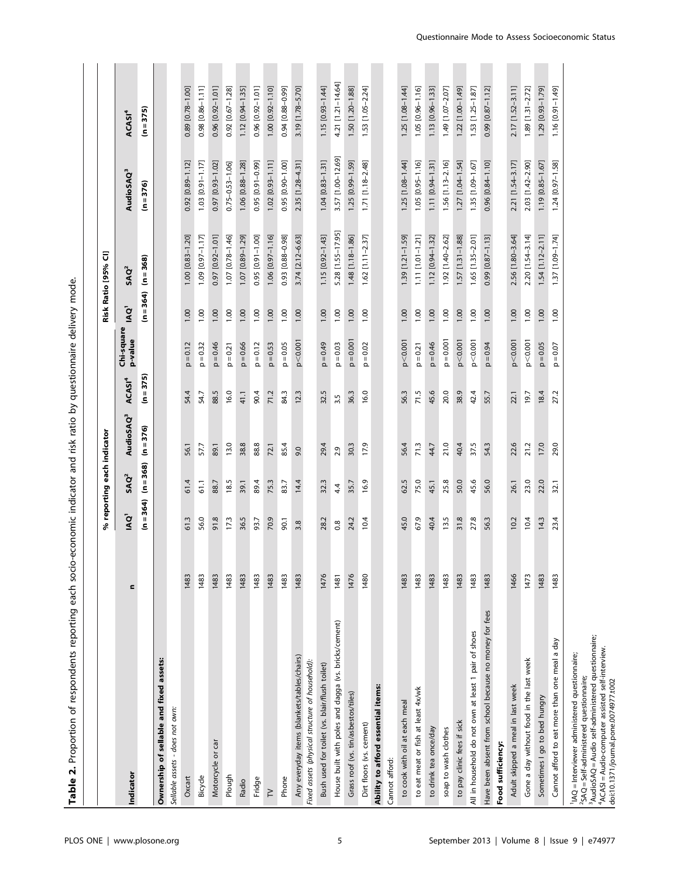**Table 2.** Proportion of respondents reporting each socio-economic indicator and risk ratio by questionnaire delivery mode.

| Indicator | n | % reporting each indicator | | | | Chi-square p-value | Risk Ratio [95% CI] | | | |
|---|---|---|---|---|---|---|---|---|---|---|
| | | IAQ[1] | SAQ[2] | AudioSAQ[3] | ACASI[4] | | IAQ[1] | SAQ[2] | AudioSAQ[3] | ACASI[4] |
| | | (n = 364) | (n = 368) | (n = 376) | (n = 375) | | (n = 364) | (n = 368) | (n = 376) | (n = 375) |
| **Ownership of sellable and fixed assets:** | | | | | | | | | | |
| *Sellable assets - does not own:* | | | | | | | | | | |
| Oxcart | 1483 | 61.3 | 61.4 | 56.1 | 54.4 | p = 0.12 | 1.00 | 1.00 [0.83–1.20] | 0.92 [0.89–1.12] | 0.89 [0.78–1.00] |
| Bicycle | 1483 | 56.0 | 61.1 | 57.7 | 54.7 | p = 0.32 | 1.00 | 1.09 [0.97–1.17] | 1.03 [0.91–1.17] | 0.98 [0.86–1.11] |
| Motorcycle or car | 1483 | 91.8 | 88.7 | 89.1 | 88.5 | p = 0.46 | 1.00 | 0.97 [0.92–1.01] | 0.97 [0.93–1.02] | 0.96 [0.92–1.01] |
| Plough | 1483 | 17.3 | 18.5 | 13.0 | 16.0 | p = 0.21 | 1.00 | 1.07 [0.78–1.46] | 0.75–0.53–1.06] | 0.92 [0.67–1.28] |
| Radio | 1483 | 36.5 | 39.1 | 38.8 | 41.1 | p = 0.66 | 1.00 | 1.07 [0.89–1.29] | 1.06 [0.88–1.28] | 1.12 [0.94–1.35] |
| Fridge | 1483 | 93.7 | 89.4 | 88.8 | 90.4 | p = 0.12 | 1.00 | 0.95 [0.91–1.00] | 0.95 [0.91–0.99] | 0.96 [0.92–1.01] |
| TV | 1483 | 70.9 | 75.3 | 72.1 | 71.2 | p = 0.53 | 1.00 | 1.06 [0.97–1.16] | 1.02 [0.93–1.11] | 1.00 [0.92–1.10] |
| Phone | 1483 | 90.1 | 83.7 | 85.4 | 84.3 | p = 0.05 | 1.00 | 0.93 [0.88–0.98] | 0.95 [0.90–1.00] | 0.94 [0.88–0.99] |
| Any everyday items (blankets/tables/chairs) | 1483 | 3.8 | 14.4 | 9.0 | 12.3 | p<0.001 | 1.00 | 3.74 [2.12–6.63] | 2.35 [1.28–4.31] | 3.19 [1.78–5.70] |
| *Fixed assets (physical structure of household):* | | | | | | | | | | |
| Bush used for toilet (vs. blair/flush toilet) | 1476 | 28.2 | 32.3 | 29.4 | 32.5 | p = 0.49 | 1.00 | 1.15 [0.92–1.43] | 1.04 [0.83–1.31] | 1.15 [0.93–1.44] |
| House built with poles and dagga (vs. bricks/cement) | 1481 | 0.8 | 4.4 | 2.9 | 3.5 | p = 0.03 | 1.00 | 5.28 [1.55–17.95] | 3.57 [1.00–12.69] | 4.21 [1.21–14.64] |
| Grass roof (vs. tin/asbestos/tiles) | 1476 | 24.2 | 35.7 | 30.3 | 36.3 | p = 0.001 | 1.00 | 1.48 [1.18–1.86] | 1.25 [0.99–1.59] | 1.50 [1.20–1.88] |
| Dirt floors (vs. cement) | 1480 | 10.4 | 16.9 | 17.9 | 16.0 | p = 0.02 | 1.00 | 1.62 [1.11–2.37] | 1.71 [1.18–2.48] | 1.53 [1.05–2.24] |
| **Ability to afford essential items:** | | | | | | | | | | |
| Cannot afford: | | | | | | | | | | |
| to cook with oil at each meal | 1483 | 45.0 | 62.5 | 56.4 | 56.3 | p<0.001 | 1.00 | 1.39 [1.21–1.59] | 1.25 [1.08–1.44] | 1.25 [1.08–1.44] |
| to eat meat or fish at least 4x/wk | 1483 | 67.9 | 75.0 | 71.3 | 71.5 | p = 0.21 | 1.00 | 1.11 [1.01–1.21] | 1.05 [0.95–1.16] | 1.05 [0.96–1.16] |
| to drink tea once/day | 1483 | 40.4 | 45.1 | 44.7 | 45.6 | p = 0.46 | 1.00 | 1.12 [0.94–1.32] | 1.11 [0.94–1.31] | 1.13 [0.96–1.33] |
| soap to wash clothes | 1483 | 13.5 | 25.8 | 21.0 | 20.0 | p = 0.001 | 1.00 | 1.92 [1.40–2.62] | 1.56 [1.13–2.16] | 1.49 [1.07–2.07] |
| to pay clinic fees if sick | 1483 | 31.8 | 50.0 | 40.4 | 38.9 | p<0.001 | 1.00 | 1.57 [1.31–1.88] | 1.27 [1.04–1.54] | 1.22 [1.00–1.49] |
| All in household do not own at least 1 pair of shoes | 1483 | 27.8 | 45.6 | 37.5 | 42.4 | p<0.001 | 1.00 | 1.65 [1.35–2.01] | 1.35 [1.09–1.67] | 1.53 [1.25–1.87] |
| Have been absent from school because no money for fees | 1483 | 56.3 | 56.0 | 54.3 | 55.7 | p = 0.94 | 1.00 | 0.99 [0.87–1.13] | 0.96 [0.84–1.10] | 0.99 [0.87–1.12] |
| **Food sufficiency:** | | | | | | | | | | |
| Adult skipped a meal in last week | 1466 | 10.2 | 26.1 | 22.6 | 22.1 | p<0.001 | 1.00 | 2.56 [1.80–3.64] | 2.21 [1.54–3.17] | 2.17 [1.52–3.11] |
| Gone a day without food in the last week | 1473 | 10.4 | 23.0 | 21.2 | 19.7 | p<0.001 | 1.00 | 2.20 [1.54–3.14] | 2.03 [1.42–2.90] | 1.89 [1.31–2.72] |
| Sometimes I go to bed hungry | 1483 | 14.3 | 22.0 | 17.0 | 18.4 | p = 0.05 | 1.00 | 1.54 [1.12–2.11] | 1.19 [0.85–1.67] | 1.29 [0.93–1.79] |
| Cannot afford to eat more than one meal a day | 1483 | 23.4 | 32.1 | 29.0 | 27.2 | p = 0.07 | 1.00 | 1.37 [1.09–1.74] | 1.24 [0.97–1.58] | 1.16 [0.91–1.49] |

[1]IAQ = Interviewer administered questionnaire;
[2]SAQ = Self-administered questionnaire;
[3]AudioSAQ = Audio self-administered questionnaire;
[4]ACASI = Audio-computer assisted self-interview.
doi:10.1371/journal.pone.0074977.t002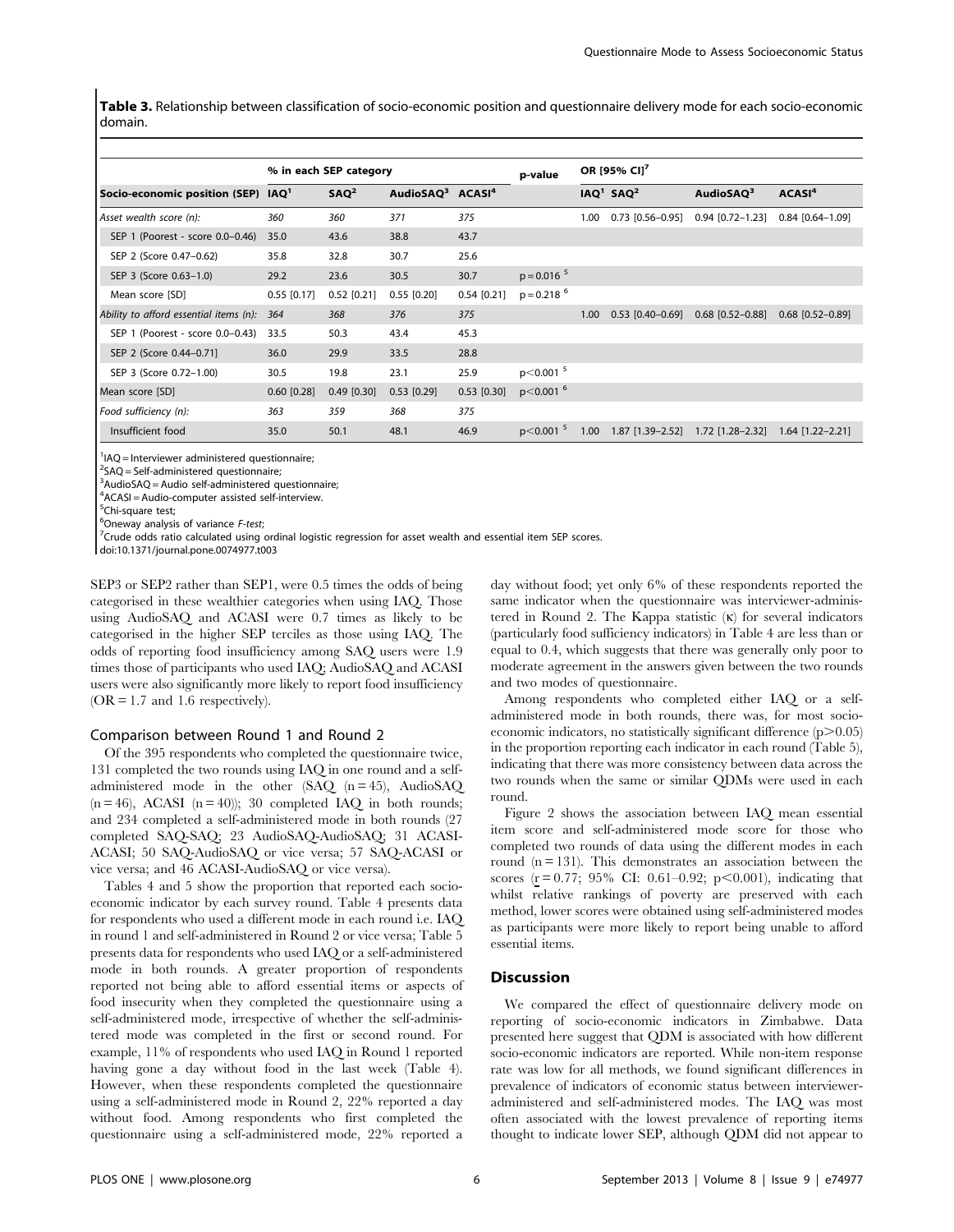**Table 3.** Relationship between classification of socio-economic position and questionnaire delivery mode for each socio-economic domain.

| | % in each SEP category | | | | p-value | OR [95% CI][7] | | | |
|---|---|---|---|---|---|---|---|---|---|
| Socio-economic position (SEP) | IAQ[1] | SAQ[2] | AudioSAQ[3] | ACASI[4] | | IAQ[1] | SAQ[2] | AudioSAQ[3] | ACASI[4] |
| *Asset wealth score (n):* | *360* | *360* | *371* | *375* | | 1.00 | 0.73 [0.56–0.95] | 0.94 [0.72–1.23] | 0.84 [0.64–1.09] |
| SEP 1 (Poorest - score 0.0–0.46) | 35.0 | 43.6 | 38.8 | 43.7 | | | | | |
| SEP 2 (Score 0.47–0.62) | 35.8 | 32.8 | 30.7 | 25.6 | | | | | |
| SEP 3 (Score 0.63–1.0) | 29.2 | 23.6 | 30.5 | 30.7 | p = 0.016 [5] | | | | |
| Mean score [SD] | 0.55 [0.17] | 0.52 [0.21] | 0.55 [0.20] | 0.54 [0.21] | p = 0.218 [6] | | | | |
| *Ability to afford essential items (n):* | *364* | *368* | *376* | *375* | | 1.00 | 0.53 [0.40–0.69] | 0.68 [0.52–0.88] | 0.68 [0.52–0.89] |
| SEP 1 (Poorest - score 0.0–0.43) | 33.5 | 50.3 | 43.4 | 45.3 | | | | | |
| SEP 2 (Score 0.44–0.71] | 36.0 | 29.9 | 33.5 | 28.8 | | | | | |
| SEP 3 (Score 0.72–1.00) | 30.5 | 19.8 | 23.1 | 25.9 | p<0.001 [5] | | | | |
| Mean score [SD] | 0.60 [0.28] | 0.49 [0.30] | 0.53 [0.29] | 0.53 [0.30] | p<0.001 [6] | | | | |
| *Food sufficiency (n):* | *363* | *359* | *368* | *375* | | | | | |
| Insufficient food | 35.0 | 50.1 | 48.1 | 46.9 | p<0.001 [5] | 1.00 | 1.87 [1.39–2.52] | 1.72 [1.28–2.32] | 1.64 [1.22–2.21] |

[1]IAQ = Interviewer administered questionnaire;
[2]SAQ = Self-administered questionnaire;
[3]AudioSAQ = Audio self-administered questionnaire;
[4]ACASI = Audio-computer assisted self-interview.
[5]Chi-square test;
[6]Oneway analysis of variance *F-test*;
[7]Crude odds ratio calculated using ordinal logistic regression for asset wealth and essential item SEP scores.
doi:10.1371/journal.pone.0074977.t003

SEP3 or SEP2 rather than SEP1, were 0.5 times the odds of being categorised in these wealthier categories when using IAQ. Those using AudioSAQ and ACASI were 0.7 times as likely to be categorised in the higher SEP terciles as those using IAQ. The odds of reporting food insufficiency among SAQ users were 1.9 times those of participants who used IAQ; AudioSAQ and ACASI users were also significantly more likely to report food insufficiency (OR = 1.7 and 1.6 respectively).

### Comparison between Round 1 and Round 2

Of the 395 respondents who completed the questionnaire twice, 131 completed the two rounds using IAQ in one round and a self-administered mode in the other (SAQ (n = 45), AudioSAQ (n = 46), ACASI (n = 40)); 30 completed IAQ in both rounds; and 234 completed a self-administered mode in both rounds (27 completed SAQ-SAQ; 23 AudioSAQ-AudioSAQ; 31 ACASI-ACASI; 50 SAQ-AudioSAQ or vice versa; 57 SAQ-ACASI or vice versa; and 46 ACASI-AudioSAQ or vice versa).

Tables 4 and 5 show the proportion that reported each socio-economic indicator by each survey round. Table 4 presents data for respondents who used a different mode in each round i.e. IAQ in round 1 and self-administered in Round 2 or vice versa; Table 5 presents data for respondents who used IAQ or a self-administered mode in both rounds. A greater proportion of respondents reported not being able to afford essential items or aspects of food insecurity when they completed the questionnaire using a self-administered mode, irrespective of whether the self-administered mode was completed in the first or second round. For example, 11% of respondents who used IAQ in Round 1 reported having gone a day without food in the last week (Table 4). However, when these respondents completed the questionnaire using a self-administered mode in Round 2, 22% reported a day without food. Among respondents who first completed the questionnaire using a self-administered mode, 22% reported a day without food; yet only 6% of these respondents reported the same indicator when the questionnaire was interviewer-administered in Round 2. The Kappa statistic (κ) for several indicators (particularly food sufficiency indicators) in Table 4 are less than or equal to 0.4, which suggests that there was generally only poor to moderate agreement in the answers given between the two rounds and two modes of questionnaire.

Among respondents who completed either IAQ or a self-administered mode in both rounds, there was, for most socio-economic indicators, no statistically significant difference ($p>0.05$) in the proportion reporting each indicator in each round (Table 5), indicating that there was more consistency between data across the two rounds when the same or similar QDMs were used in each round.

Figure 2 shows the association between IAQ mean essential item score and self-administered mode score for those who completed two rounds of data using the different modes in each round (n = 131). This demonstrates an association between the scores ($r = 0.77$; 95% CI: 0.61–0.92; $p<0.001$), indicating that whilst relative rankings of poverty are preserved with each method, lower scores were obtained using self-administered modes as participants were more likely to report being unable to afford essential items.

## Discussion

We compared the effect of questionnaire delivery mode on reporting of socio-economic indicators in Zimbabwe. Data presented here suggest that QDM is associated with how different socio-economic indicators are reported. While non-item response rate was low for all methods, we found significant differences in prevalence of indicators of economic status between interviewer-administered and self-administered modes. The IAQ was most often associated with the lowest prevalence of reporting items thought to indicate lower SEP, although QDM did not appear to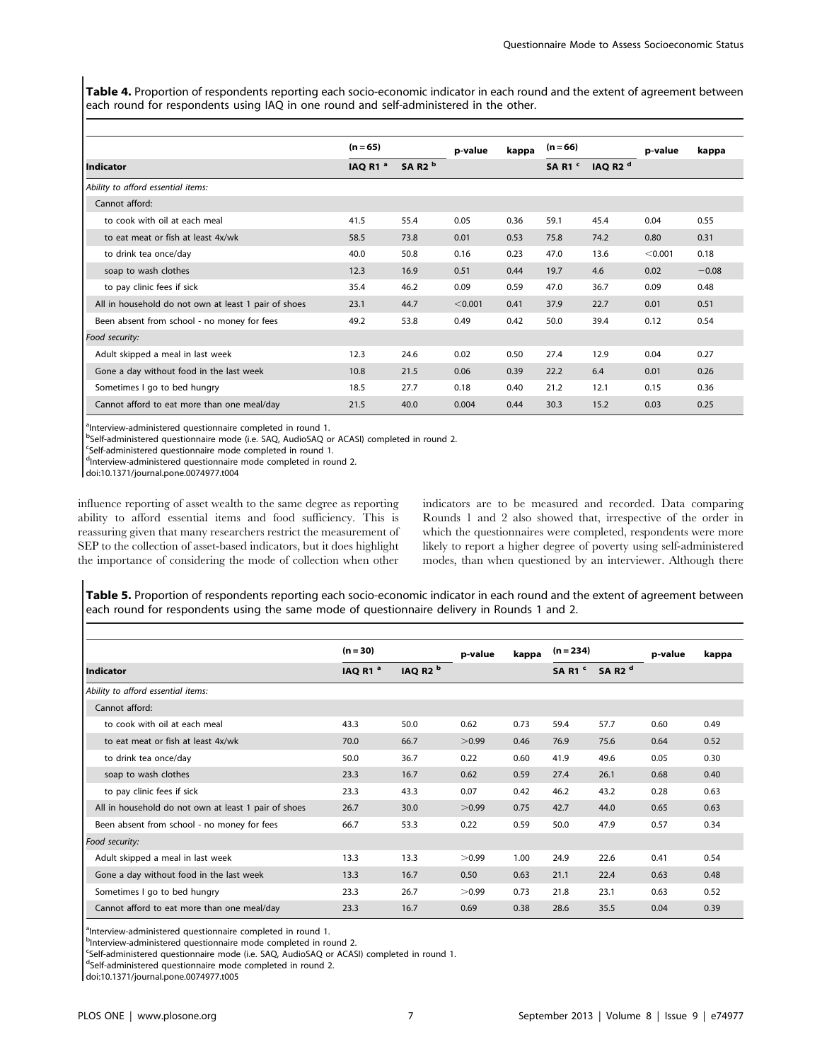**Table 4.** Proportion of respondents reporting each socio-economic indicator in each round and the extent of agreement between each round for respondents using IAQ in one round and self-administered in the other.

| | (n = 65) | | p-value | kappa | (n = 66) | | p-value | kappa |
|---|---|---|---|---|---|---|---|---|
| **Indicator** | IAQ R1 [a] | SA R2 [b] | | | SA R1 [c] | IAQ R2 [d] | | |
| *Ability to afford essential items:* | | | | | | | | |
| Cannot afford: | | | | | | | | |
| to cook with oil at each meal | 41.5 | 55.4 | 0.05 | 0.36 | 59.1 | 45.4 | 0.04 | 0.55 |
| to eat meat or fish at least 4x/wk | 58.5 | 73.8 | 0.01 | 0.53 | 75.8 | 74.2 | 0.80 | 0.31 |
| to drink tea once/day | 40.0 | 50.8 | 0.16 | 0.23 | 47.0 | 13.6 | <0.001 | 0.18 |
| soap to wash clothes | 12.3 | 16.9 | 0.51 | 0.44 | 19.7 | 4.6 | 0.02 | −0.08 |
| to pay clinic fees if sick | 35.4 | 46.2 | 0.09 | 0.59 | 47.0 | 36.7 | 0.09 | 0.48 |
| All in household do not own at least 1 pair of shoes | 23.1 | 44.7 | <0.001 | 0.41 | 37.9 | 22.7 | 0.01 | 0.51 |
| Been absent from school - no money for fees | 49.2 | 53.8 | 0.49 | 0.42 | 50.0 | 39.4 | 0.12 | 0.54 |
| *Food security:* | | | | | | | | |
| Adult skipped a meal in last week | 12.3 | 24.6 | 0.02 | 0.50 | 27.4 | 12.9 | 0.04 | 0.27 |
| Gone a day without food in the last week | 10.8 | 21.5 | 0.06 | 0.39 | 22.2 | 6.4 | 0.01 | 0.26 |
| Sometimes I go to bed hungry | 18.5 | 27.7 | 0.18 | 0.40 | 21.2 | 12.1 | 0.15 | 0.36 |
| Cannot afford to eat more than one meal/day | 21.5 | 40.0 | 0.004 | 0.44 | 30.3 | 15.2 | 0.03 | 0.25 |

[a]Interview-administered questionnaire completed in round 1.
[b]Self-administered questionnaire mode (i.e. SAQ, AudioSAQ or ACASI) completed in round 2.
[c]Self-administered questionnaire mode completed in round 1.
[d]Interview-administered questionnaire mode completed in round 2.
doi:10.1371/journal.pone.0074977.t004

influence reporting of asset wealth to the same degree as reporting ability to afford essential items and food sufficiency. This is reassuring given that many researchers restrict the measurement of SEP to the collection of asset-based indicators, but it does highlight the importance of considering the mode of collection when other indicators are to be measured and recorded. Data comparing Rounds 1 and 2 also showed that, irrespective of the order in which the questionnaires were completed, respondents were more likely to report a higher degree of poverty using self-administered modes, than when questioned by an interviewer. Although there

**Table 5.** Proportion of respondents reporting each socio-economic indicator in each round and the extent of agreement between each round for respondents using the same mode of questionnaire delivery in Rounds 1 and 2.

| | (n = 30) | | p-value | kappa | (n = 234) | | p-value | kappa |
|---|---|---|---|---|---|---|---|---|
| **Indicator** | IAQ R1 [a] | IAQ R2 [b] | | | SA R1 [c] | SA R2 [d] | | |
| *Ability to afford essential items:* | | | | | | | | |
| Cannot afford: | | | | | | | | |
| to cook with oil at each meal | 43.3 | 50.0 | 0.62 | 0.73 | 59.4 | 57.7 | 0.60 | 0.49 |
| to eat meat or fish at least 4x/wk | 70.0 | 66.7 | >0.99 | 0.46 | 76.9 | 75.6 | 0.64 | 0.52 |
| to drink tea once/day | 50.0 | 36.7 | 0.22 | 0.60 | 41.9 | 49.6 | 0.05 | 0.30 |
| soap to wash clothes | 23.3 | 16.7 | 0.62 | 0.59 | 27.4 | 26.1 | 0.68 | 0.40 |
| to pay clinic fees if sick | 23.3 | 43.3 | 0.07 | 0.42 | 46.2 | 43.2 | 0.28 | 0.63 |
| All in household do not own at least 1 pair of shoes | 26.7 | 30.0 | >0.99 | 0.75 | 42.7 | 44.0 | 0.65 | 0.63 |
| Been absent from school - no money for fees | 66.7 | 53.3 | 0.22 | 0.59 | 50.0 | 47.9 | 0.57 | 0.34 |
| *Food security:* | | | | | | | | |
| Adult skipped a meal in last week | 13.3 | 13.3 | >0.99 | 1.00 | 24.9 | 22.6 | 0.41 | 0.54 |
| Gone a day without food in the last week | 13.3 | 16.7 | 0.50 | 0.63 | 21.1 | 22.4 | 0.63 | 0.48 |
| Sometimes I go to bed hungry | 23.3 | 26.7 | >0.99 | 0.73 | 21.8 | 23.1 | 0.63 | 0.52 |
| Cannot afford to eat more than one meal/day | 23.3 | 16.7 | 0.69 | 0.38 | 28.6 | 35.5 | 0.04 | 0.39 |

[a]Interview-administered questionnaire completed in round 1.
[b]Interview-administered questionnaire mode completed in round 2.
[c]Self-administered questionnaire mode (i.e. SAQ, AudioSAQ or ACASI) completed in round 1.
[d]Self-administered questionnaire mode completed in round 2.
doi:10.1371/journal.pone.0074977.t005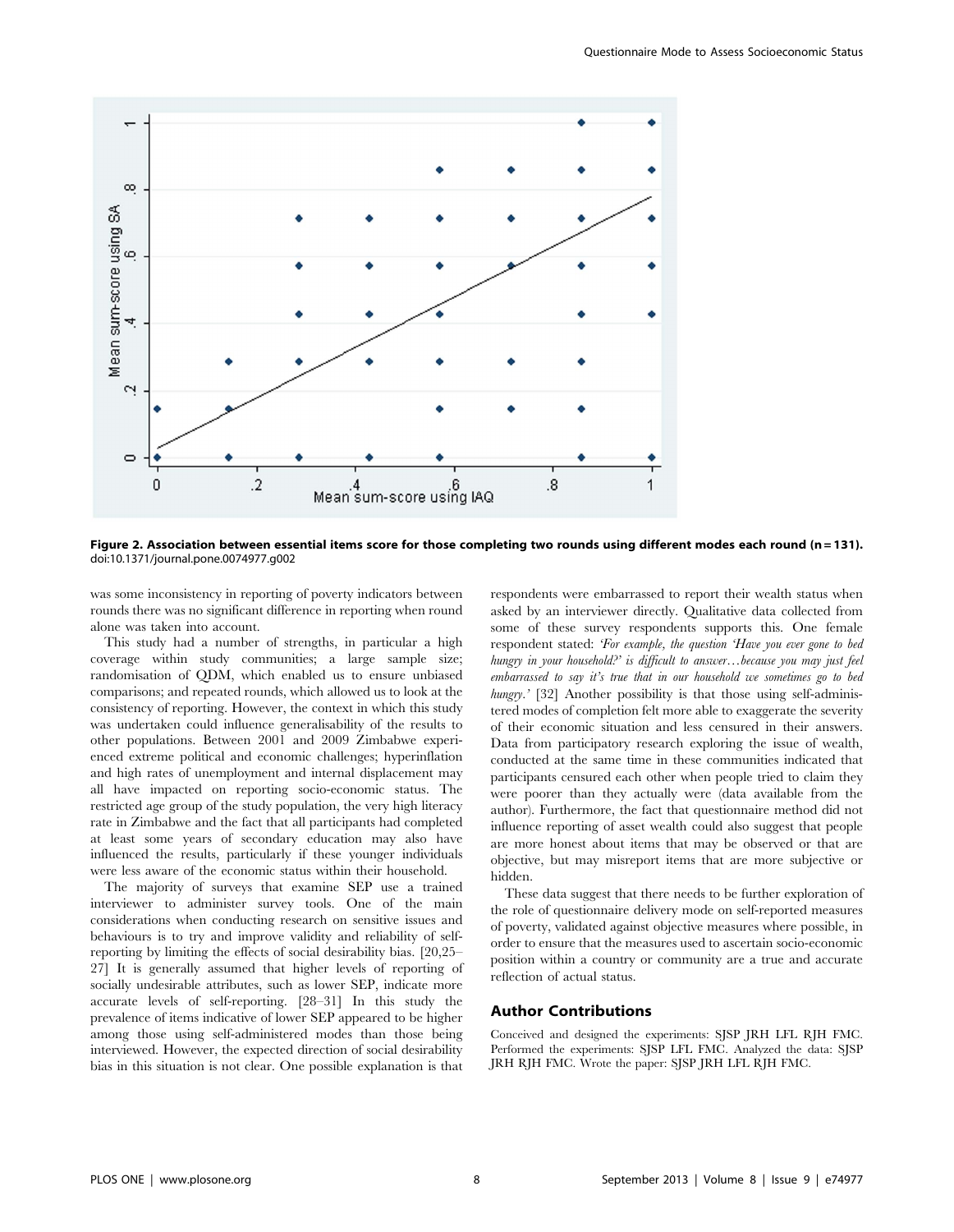**Figure 2. Association between essential items score for those completing two rounds using different modes each round (n = 131).**
doi:10.1371/journal.pone.0074977.g002

was some inconsistency in reporting of poverty indicators between rounds there was no significant difference in reporting when round alone was taken into account.

This study had a number of strengths, in particular a high coverage within study communities; a large sample size; randomisation of QDM, which enabled us to ensure unbiased comparisons; and repeated rounds, which allowed us to look at the consistency of reporting. However, the context in which this study was undertaken could influence generalisability of the results to other populations. Between 2001 and 2009 Zimbabwe experienced extreme political and economic challenges; hyperinflation and high rates of unemployment and internal displacement may all have impacted on reporting socio-economic status. The restricted age group of the study population, the very high literacy rate in Zimbabwe and the fact that all participants had completed at least some years of secondary education may also have influenced the results, particularly if these younger individuals were less aware of the economic status within their household.

The majority of surveys that examine SEP use a trained interviewer to administer survey tools. One of the main considerations when conducting research on sensitive issues and behaviours is to try and improve validity and reliability of self-reporting by limiting the effects of social desirability bias. [20,25–27] It is generally assumed that higher levels of reporting of socially undesirable attributes, such as lower SEP, indicate more accurate levels of self-reporting. [28–31] In this study the prevalence of items indicative of lower SEP appeared to be higher among those using self-administered modes than those being interviewed. However, the expected direction of social desirability bias in this situation is not clear. One possible explanation is that respondents were embarrassed to report their wealth status when asked by an interviewer directly. Qualitative data collected from some of these survey respondents supports this. One female respondent stated: *'For example, the question 'Have you ever gone to bed hungry in your household?' is difficult to answer…because you may just feel embarrassed to say it's true that in our household we sometimes go to bed hungry.'* [32] Another possibility is that those using self-administered modes of completion felt more able to exaggerate the severity of their economic situation and less censured in their answers. Data from participatory research exploring the issue of wealth, conducted at the same time in these communities indicated that participants censured each other when people tried to claim they were poorer than they actually were (data available from the author). Furthermore, the fact that questionnaire method did not influence reporting of asset wealth could also suggest that people are more honest about items that may be observed or that are objective, but may misreport items that are more subjective or hidden.

These data suggest that there needs to be further exploration of the role of questionnaire delivery mode on self-reported measures of poverty, validated against objective measures where possible, in order to ensure that the measures used to ascertain socio-economic position within a country or community are a true and accurate reflection of actual status.

## Author Contributions

Conceived and designed the experiments: SJSP JRH LFL RJH FMC. Performed the experiments: SJSP LFL FMC. Analyzed the data: SJSP JRH RJH FMC. Wrote the paper: SJSP JRH LFL RJH FMC.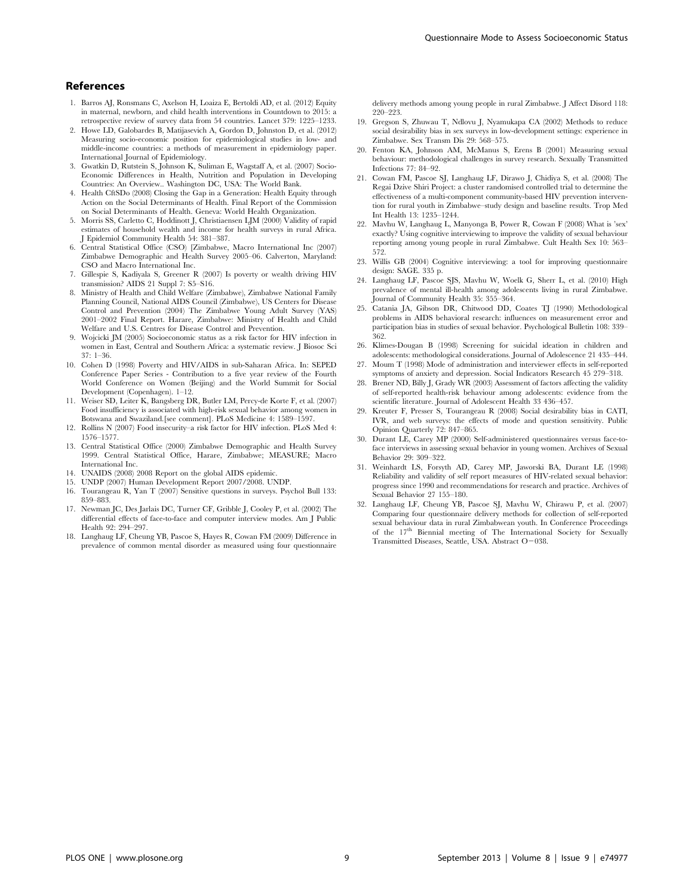## References

1. Barros AJ, Ronsmans C, Axelson H, Loaiza E, Bertoldi AD, et al. (2012) Equity in maternal, newborn, and child health interventions in Countdown to 2015: a retrospective review of survey data from 54 countries. Lancet 379: 1225–1233.
2. Howe LD, Galobardes B, Matijasevich A, Gordon D, Johnston D, et al. (2012) Measuring socio-economic position for epidemiological studies in low- and middle-income countries: a methods of measurement in epidemiology paper. International Journal of Epidemiology.
3. Gwatkin D, Rutstein S, Johnson K, Suliman E, Wagstaff A, et al. (2007) Socio-Economic Differences in Health, Nutrition and Population in Developing Countries: An Overview.. Washington DC, USA: The World Bank.
4. Health CftSDo (2008) Closing the Gap in a Generation: Health Equity through Action on the Social Determinants of Health. Final Report of the Commission on Social Determinants of Health. Geneva: World Health Organization.
5. Morris SS, Carletto C, Hoddinott J, Christiaensen LJM (2000) Validity of rapid estimates of household wealth and income for health surveys in rural Africa. J Epidemiol Community Health 54: 381–387.
6. Central Statistical Office (CSO) [Zimbabwe, Macro International Inc (2007) Zimbabwe Demographic and Health Survey 2005–06. Calverton, Maryland: CSO and Macro International Inc.
7. Gillespie S, Kadiyala S, Greener R (2007) Is poverty or wealth driving HIV transmission? AIDS 21 Suppl 7: S5–S16.
8. Ministry of Health and Child Welfare (Zimbabwe), Zimbabwe National Family Planning Council, National AIDS Council (Zimbabwe), US Centers for Disease Control and Prevention (2004) The Zimbabwe Young Adult Survey (YAS) 2001–2002 Final Report. Harare, Zimbabwe: Ministry of Health and Child Welfare and U.S. Centres for Disease Control and Prevention.
9. Wojcicki JM (2005) Socioeconomic status as a risk factor for HIV infection in women in East, Central and Southern Africa: a systematic review. J Biosoc Sci 37: 1–36.
10. Cohen D (1998) Poverty and HIV/AIDS in sub-Saharan Africa. In: SEPED Conference Paper Series - Contribution to a five year review of the Fourth World Conference on Women (Beijing) and the World Summit for Social Development (Copenhagen). 1–12.
11. Weiser SD, Leiter K, Bangsberg DR, Butler LM, Percy-de Korte F, et al. (2007) Food insufficiency is associated with high-risk sexual behavior among women in Botswana and Swaziland.[see comment]. PLoS Medicine 4: 1589–1597.
12. Rollins N (2007) Food insecurity–a risk factor for HIV infection. PLoS Med 4: 1576–1577.
13. Central Statistical Office (2000) Zimbabwe Demographic and Health Survey 1999. Central Statistical Office, Harare, Zimbabwe; MEASURE; Macro International Inc.
14. UNAIDS (2008) 2008 Report on the global AIDS epidemic.
15. UNDP (2007) Human Development Report 2007/2008. UNDP.
16. Tourangeau R, Yan T (2007) Sensitive questions in surveys. Psychol Bull 133: 859–883.
17. Newman JC, Des Jarlais DC, Turner CF, Gribble J, Cooley P, et al. (2002) The differential effects of face-to-face and computer interview modes. Am J Public Health 92: 294–297.
18. Langhaug LF, Cheung YB, Pascoe S, Hayes R, Cowan FM (2009) Difference in prevalence of common mental disorder as measured using four questionnaire delivery methods among young people in rural Zimbabwe. J Affect Disord 118: 220–223.
19. Gregson S, Zhuwau T, Ndlovu J, Nyamukapa CA (2002) Methods to reduce social desirability bias in sex surveys in low-development settings: experience in Zimbabwe. Sex Transm Dis 29: 568–575.
20. Fenton KA, Johnson AM, McManus S, Erens B (2001) Measuring sexual behaviour: methodological challenges in survey research. Sexually Transmitted Infections 77: 84–92.
21. Cowan FM, Pascoe SJ, Langhaug LF, Dirawo J, Chidiya S, et al. (2008) The Regai Dzive Shiri Project: a cluster randomised controlled trial to determine the effectiveness of a multi-component community-based HIV prevention intervention for rural youth in Zimbabwe–study design and baseline results. Trop Med Int Health 13: 1235–1244.
22. Mavhu W, Langhaug L, Manyonga B, Power R, Cowan F (2008) What is 'sex' exactly? Using cognitive interviewing to improve the validity of sexual behaviour reporting among young people in rural Zimbabwe. Cult Health Sex 10: 563–572.
23. Willis GB (2004) Cognitive interviewing: a tool for improving questionnaire design: SAGE. 335 p.
24. Langhaug LF, Pascoe SJS, Mavhu W, Woelk G, Sherr L, et al. (2010) High prevalence of mental ill-health among adolescents living in rural Zimbabwe. Journal of Community Health 35: 355–364.
25. Catania JA, Gibson DR, Chitwood DD, Coates TJ (1990) Methodological problems in AIDS behavioral research: influences on measurement error and participation bias in studies of sexual behavior. Psychological Bulletin 108: 339–362.
26. Klimes-Dougan B (1998) Screening for suicidal ideation in children and adolescents: methodological considerations. Journal of Adolescence 21 435–444.
27. Moum T (1998) Mode of administration and interviewer effects in self-reported symptoms of anxiety and depression. Social Indicators Research 45 279–318.
28. Brener ND, Billy J, Grady WR (2003) Assessment of factors affecting the validity of self-reported health-risk behaviour among adolescents: evidence from the scientific literature. Journal of Adolescent Health 33 436–457.
29. Kreuter F, Presser S, Tourangeau R (2008) Social desirability bias in CATI, IVR, and web surveys: the effects of mode and question sensitivity. Public Opinion Quarterly 72: 847–865.
30. Durant LE, Carey MP (2000) Self-administered questionnaires versus face-to-face interviews in assessing sexual behavior in young women. Archives of Sexual Behavior 29: 309–322.
31. Weinhardt LS, Forsyth AD, Carey MP, Jaworski BA, Durant LE (1998) Reliability and validity of self report measures of HIV-related sexual behavior: progress since 1990 and recommendations for research and practice. Archives of Sexual Behavior 27 155–180.
32. Langhaug LF, Cheung YB, Pascoe SJ, Mavhu W, Chirawu P, et al. (2007) Comparing four questionnaire delivery methods for collection of self-reported sexual behaviour data in rural Zimbabwean youth. In Conference Proceedings of the 17th Biennial meeting of The International Society for Sexually Transmitted Diseases, Seattle, USA. Abstract O−038.